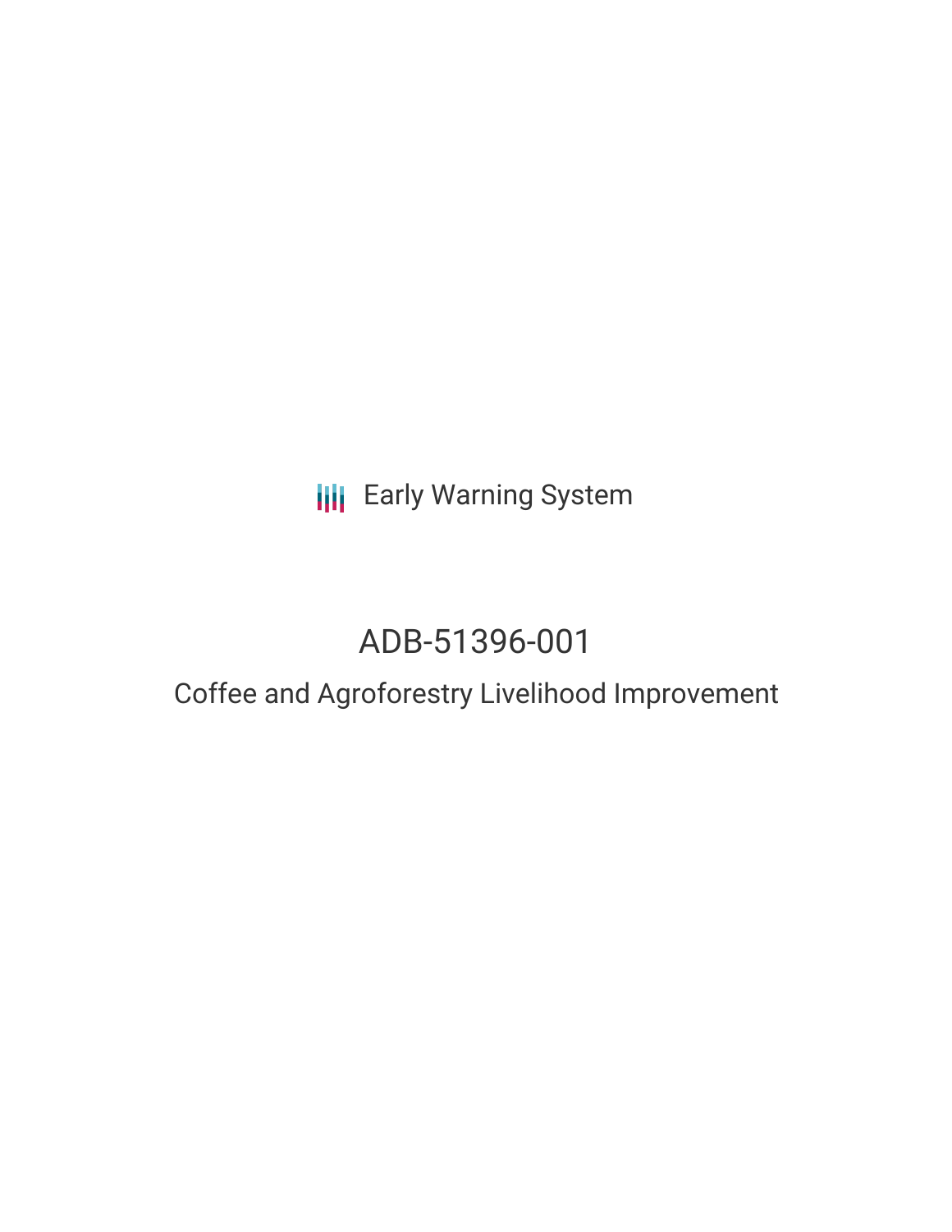Early Warning System

# ADB-51396-001

## Coffee and Agroforestry Livelihood Improvement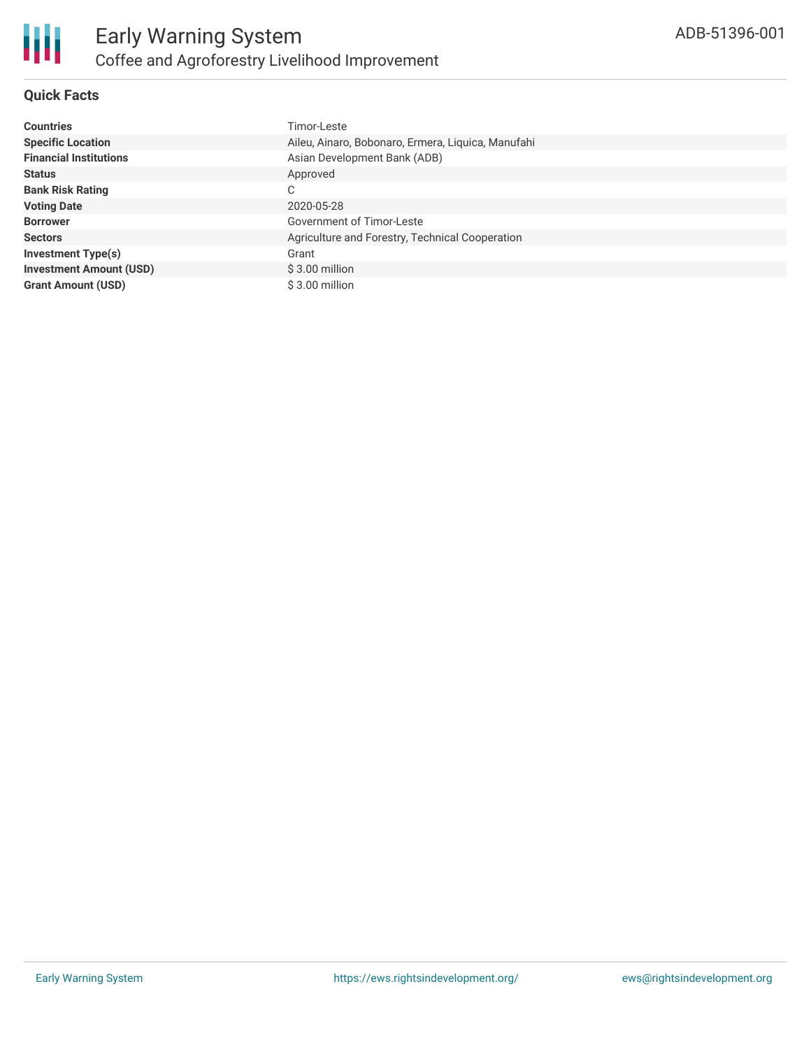# Early Warning System

## Coffee and Agroforestry Livelihood Improvement

ADB-51396-001

### Quick Facts

| | |
|---|---|
| **Countries** | Timor-Leste |
| **Specific Location** | Aileu, Ainaro, Bobonaro, Ermera, Liquica, Manufahi |
| **Financial Institutions** | Asian Development Bank (ADB) |
| **Status** | Approved |
| **Bank Risk Rating** | C |
| **Voting Date** | 2020-05-28 |
| **Borrower** | Government of Timor-Leste |
| **Sectors** | Agriculture and Forestry, Technical Cooperation |
| **Investment Type(s)** | Grant |
| **Investment Amount (USD)** | $ 3.00 million |
| **Grant Amount (USD)** | $ 3.00 million |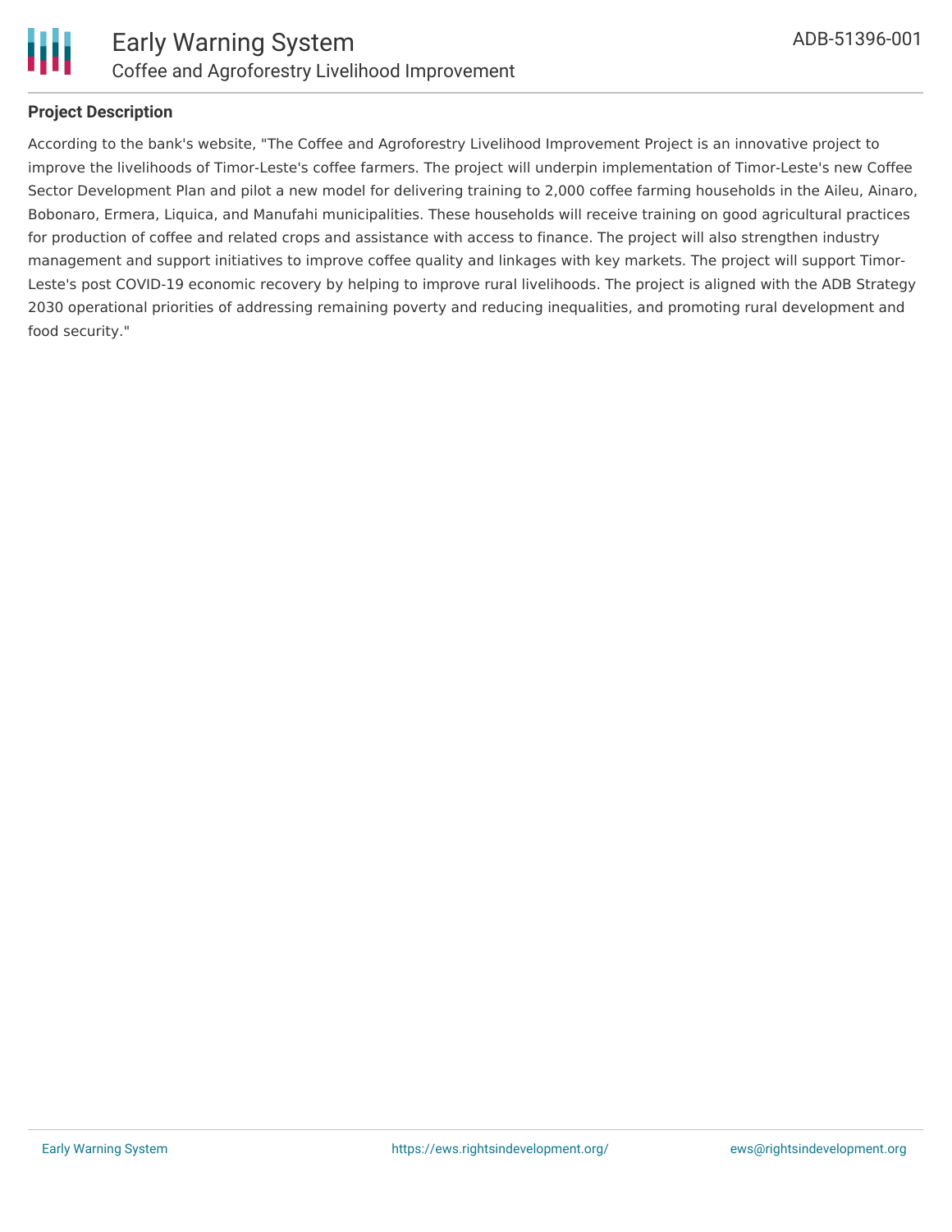## Project Description

According to the bank's website, "The Coffee and Agroforestry Livelihood Improvement Project is an innovative project to improve the livelihoods of Timor-Leste's coffee farmers. The project will underpin implementation of Timor-Leste's new Coffee Sector Development Plan and pilot a new model for delivering training to 2,000 coffee farming households in the Aileu, Ainaro, Bobonaro, Ermera, Liquica, and Manufahi municipalities. These households will receive training on good agricultural practices for production of coffee and related crops and assistance with access to finance. The project will also strengthen industry management and support initiatives to improve coffee quality and linkages with key markets. The project will support Timor-Leste's post COVID-19 economic recovery by helping to improve rural livelihoods. The project is aligned with the ADB Strategy 2030 operational priorities of addressing remaining poverty and reducing inequalities, and promoting rural development and food security."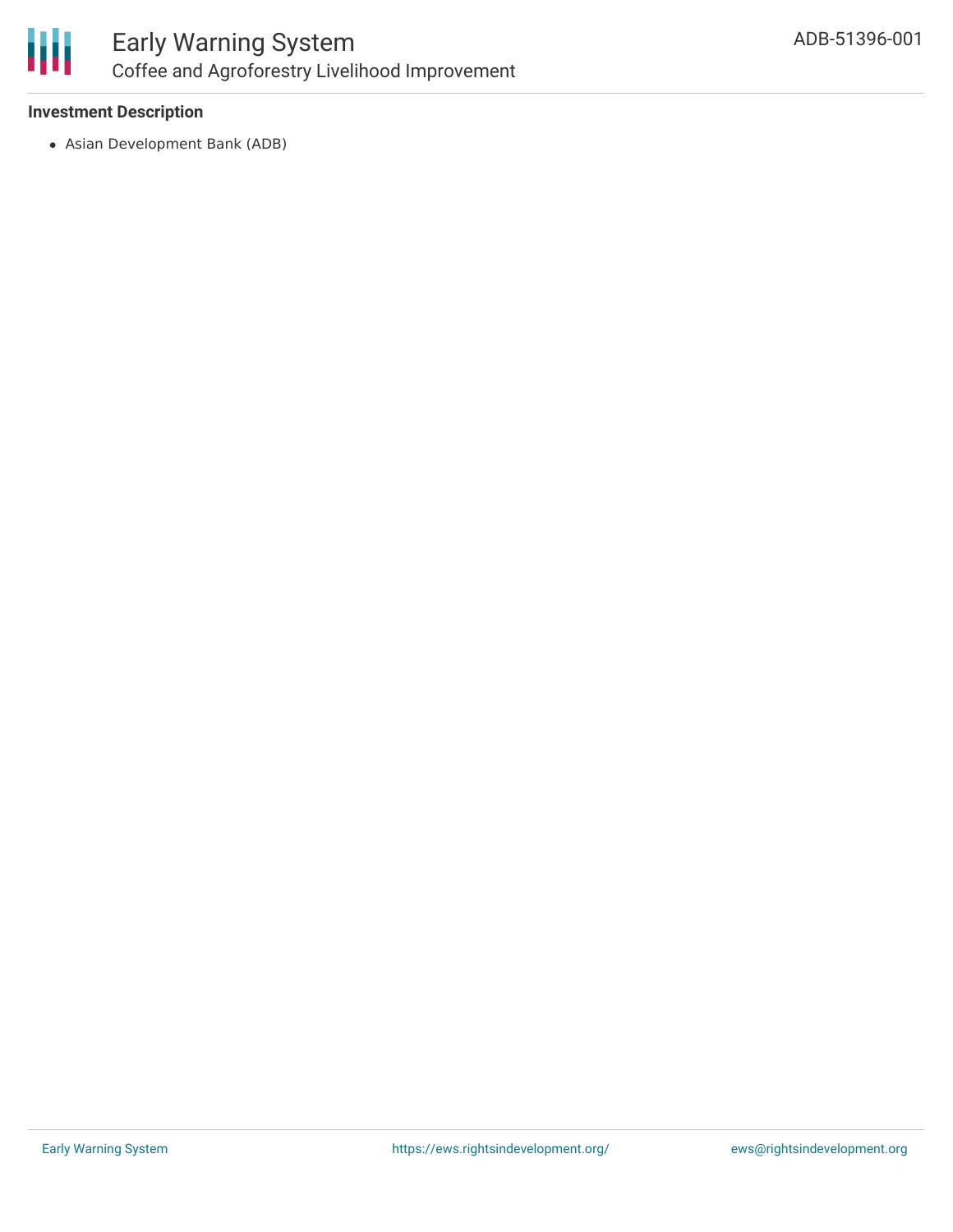### Investment Description

- Asian Development Bank (ADB)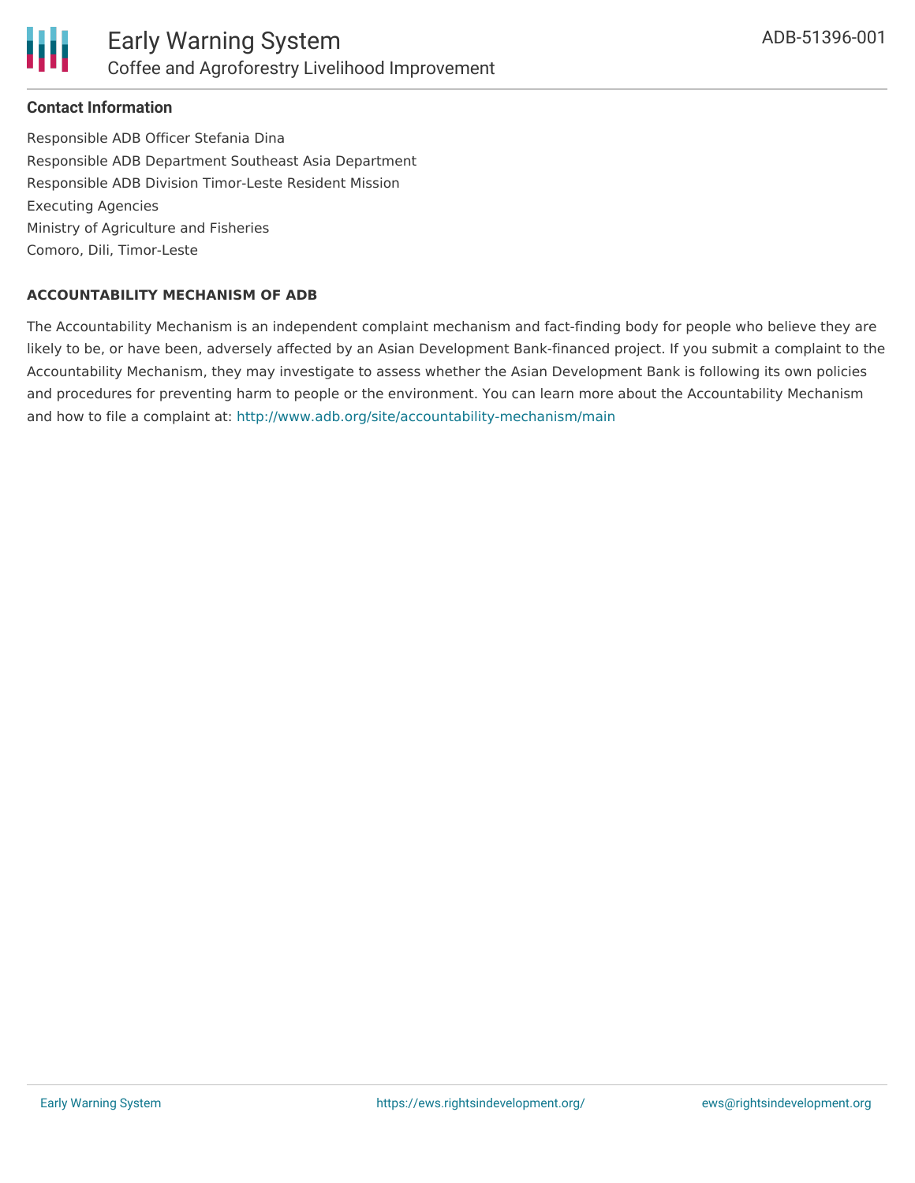## Contact Information

Responsible ADB Officer Stefania Dina
Responsible ADB Department Southeast Asia Department
Responsible ADB Division Timor-Leste Resident Mission
Executing Agencies
Ministry of Agriculture and Fisheries
Comoro, Dili, Timor-Leste

### ACCOUNTABILITY MECHANISM OF ADB

The Accountability Mechanism is an independent complaint mechanism and fact-finding body for people who believe they are likely to be, or have been, adversely affected by an Asian Development Bank-financed project. If you submit a complaint to the Accountability Mechanism, they may investigate to assess whether the Asian Development Bank is following its own policies and procedures for preventing harm to people or the environment. You can learn more about the Accountability Mechanism and how to file a complaint at: http://www.adb.org/site/accountability-mechanism/main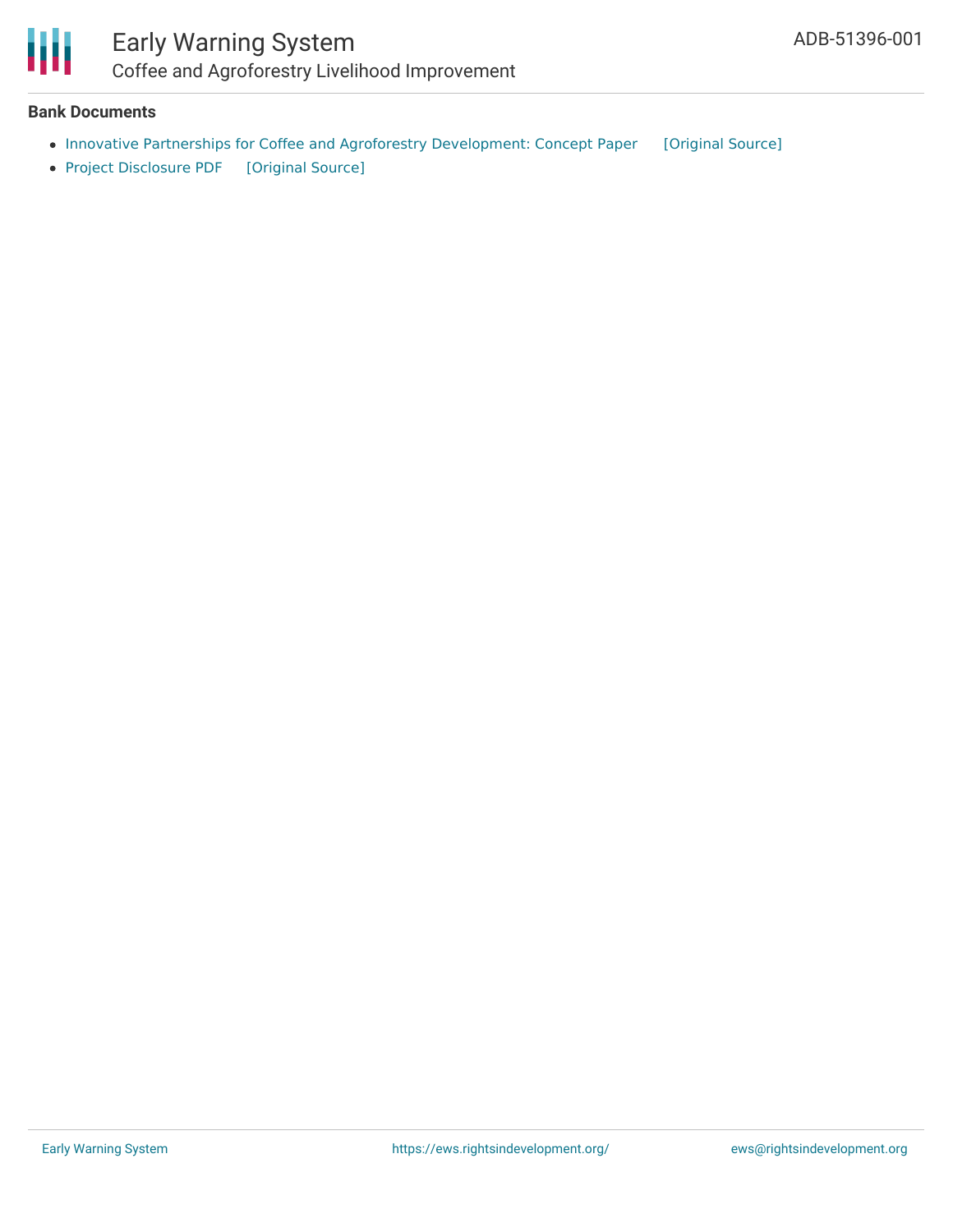**Bank Documents**

- Innovative Partnerships for Coffee and Agroforestry Development: Concept Paper [Original Source]
- Project Disclosure PDF [Original Source]